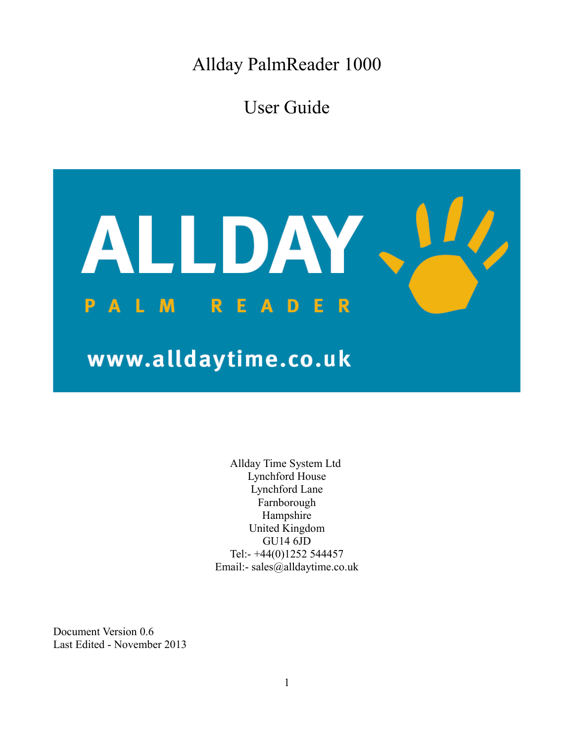# Allday PalmReader 1000

## User Guide

ALLDAY

PALM READER

www.alldaytime.co.uk

Allday Time System Ltd
Lynchford House
Lynchford Lane
Farnborough
Hampshire
United Kingdom
GU14 6JD
Tel:- +44(0)1252 544457
Email:- sales@alldaytime.co.uk

Document Version 0.6
Last Edited - November 2013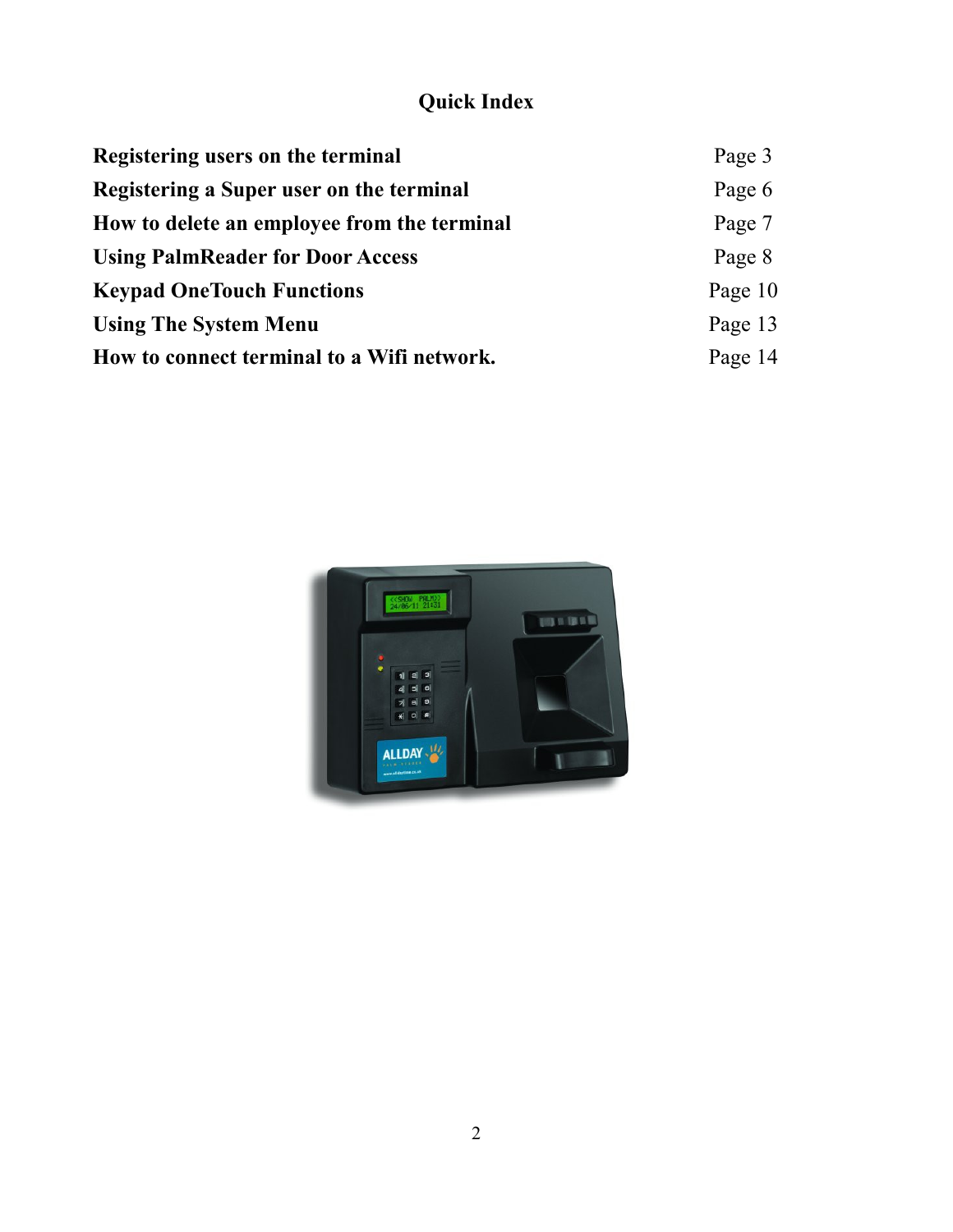# Quick Index

| | |
|---|---|
| **Registering users on the terminal** | Page 3 |
| **Registering a Super user on the terminal** | Page 6 |
| **How to delete an employee from the terminal** | Page 7 |
| **Using PalmReader for Door Access** | Page 8 |
| **Keypad OneTouch Functions** | Page 10 |
| **Using The System Menu** | Page 13 |
| **How to connect terminal to a Wifi network.** | Page 14 |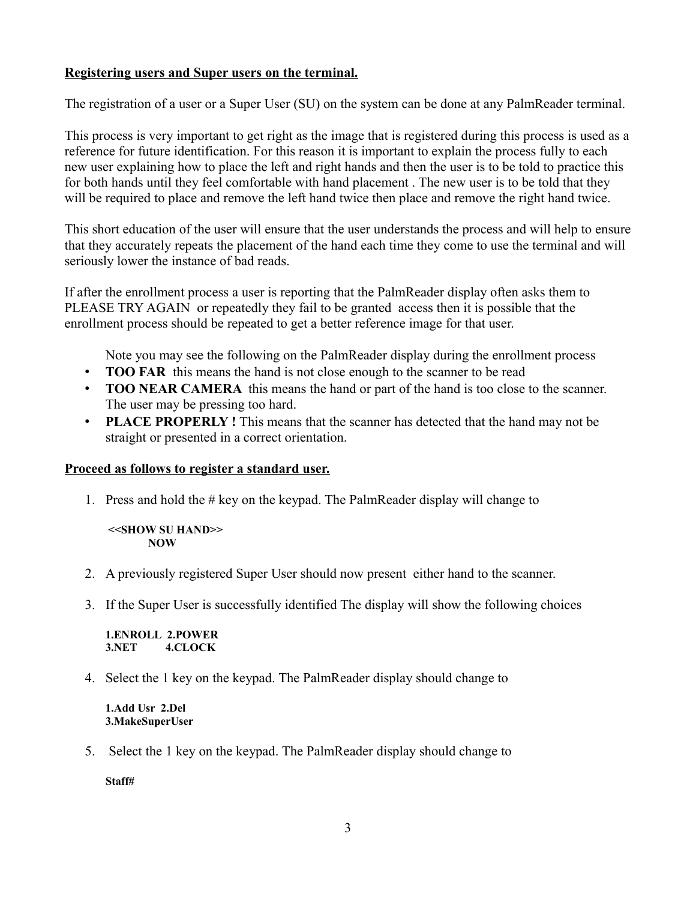**Registering users and Super users on the terminal.**

The registration of a user or a Super User (SU) on the system can be done at any PalmReader terminal.

This process is very important to get right as the image that is registered during this process is used as a reference for future identification. For this reason it is important to explain the process fully to each new user explaining how to place the left and right hands and then the user is to be told to practice this for both hands until they feel comfortable with hand placement . The new user is to be told that they will be required to place and remove the left hand twice then place and remove the right hand twice.

This short education of the user will ensure that the user understands the process and will help to ensure that they accurately repeats the placement of the hand each time they come to use the terminal and will seriously lower the instance of bad reads.

If after the enrollment process a user is reporting that the PalmReader display often asks them to PLEASE TRY AGAIN or repeatedly they fail to be granted access then it is possible that the enrollment process should be repeated to get a better reference image for that user.

Note you may see the following on the PalmReader display during the enrollment process

- **TOO FAR** this means the hand is not close enough to the scanner to be read
- **TOO NEAR CAMERA** this means the hand or part of the hand is too close to the scanner. The user may be pressing too hard.
- **PLACE PROPERLY !** This means that the scanner has detected that the hand may not be straight or presented in a correct orientation.

**Proceed as follows to register a standard user.**

1. Press and hold the # key on the keypad. The PalmReader display will change to

   **<<SHOW SU HAND>>**
   **NOW**

2. A previously registered Super User should now present either hand to the scanner.

3. If the Super User is successfully identified The display will show the following choices

   **1.ENROLL 2.POWER**
   **3.NET 4.CLOCK**

4. Select the 1 key on the keypad. The PalmReader display should change to

   **1.Add Usr 2.Del**
   **3.MakeSuperUser**

5. Select the 1 key on the keypad. The PalmReader display should change to

   **Staff#**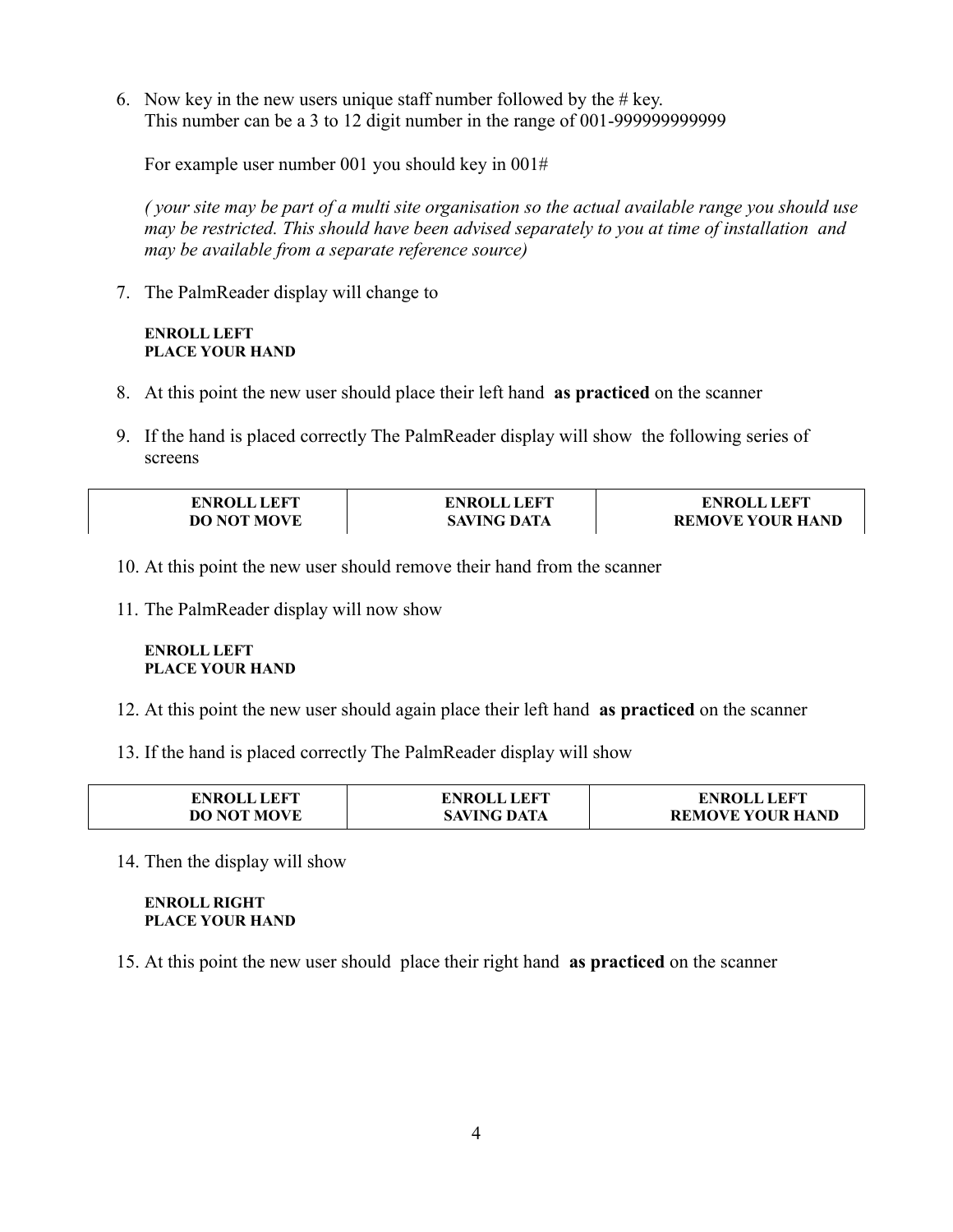6. Now key in the new users unique staff number followed by the # key.
   This number can be a 3 to 12 digit number in the range of 001-999999999999

   For example user number 001 you should key in 001#

   *( your site may be part of a multi site organisation so the actual available range you should use may be restricted. This should have been advised separately to you at time of installation and may be available from a separate reference source)*

7. The PalmReader display will change to

   **ENROLL LEFT**
   **PLACE YOUR HAND**

8. At this point the new user should place their left hand **as practiced** on the scanner

9. If the hand is placed correctly The PalmReader display will show the following series of screens

| ENROLL LEFT<br>DO NOT MOVE | ENROLL LEFT<br>SAVING DATA | ENROLL LEFT<br>REMOVE YOUR HAND |
|---|---|---|

10. At this point the new user should remove their hand from the scanner

11. The PalmReader display will now show

    **ENROLL LEFT**
    **PLACE YOUR HAND**

12. At this point the new user should again place their left hand **as practiced** on the scanner

13. If the hand is placed correctly The PalmReader display will show

| ENROLL LEFT<br>DO NOT MOVE | ENROLL LEFT<br>SAVING DATA | ENROLL LEFT<br>REMOVE YOUR HAND |
|---|---|---|

14. Then the display will show

    **ENROLL RIGHT**
    **PLACE YOUR HAND**

15. At this point the new user should place their right hand **as practiced** on the scanner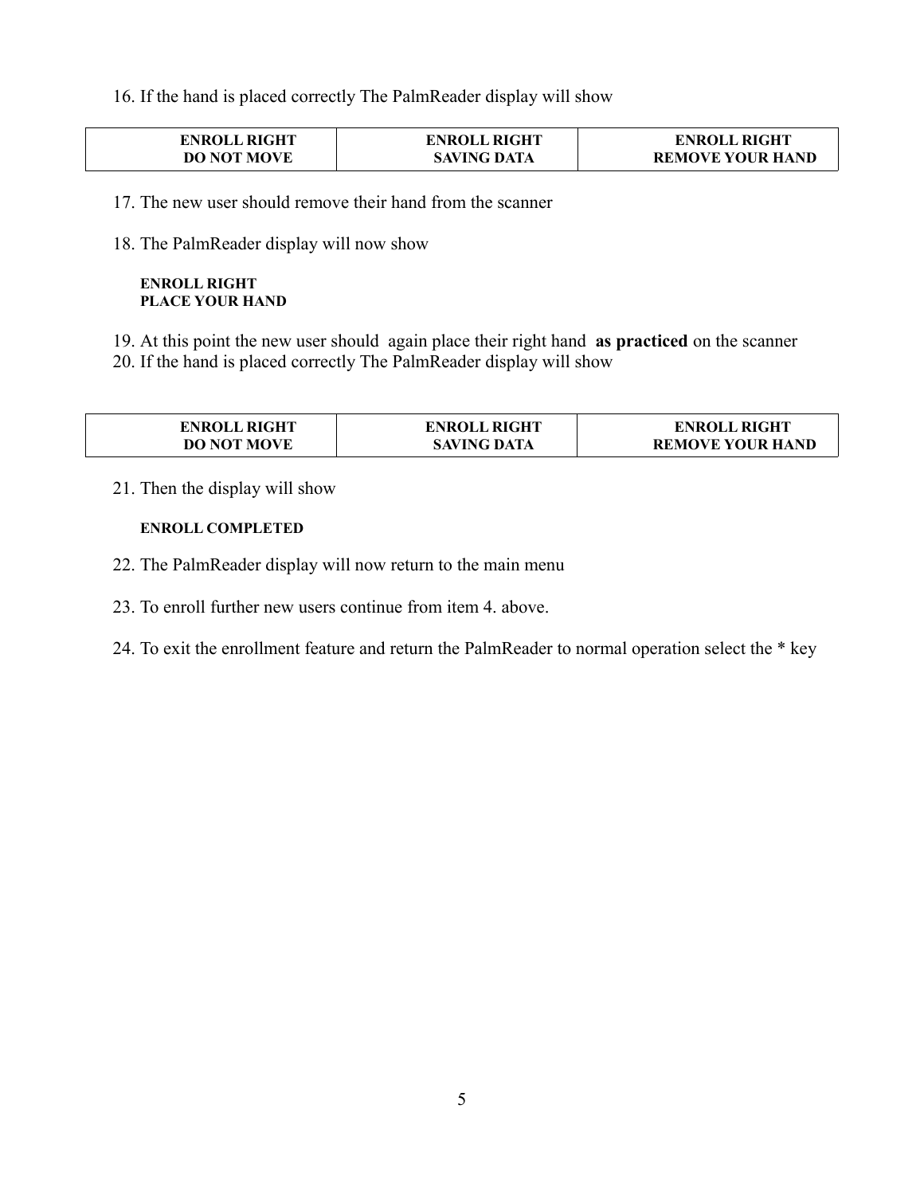16. If the hand is placed correctly The PalmReader display will show

| **ENROLL RIGHT**<br>**DO NOT MOVE** | **ENROLL RIGHT**<br>**SAVING DATA** | **ENROLL RIGHT**<br>**REMOVE YOUR HAND** |
|---|---|---|

17. The new user should remove their hand from the scanner

18. The PalmReader display will now show

    **ENROLL RIGHT**
    **PLACE YOUR HAND**

19. At this point the new user should again place their right hand **as practiced** on the scanner
20. If the hand is placed correctly The PalmReader display will show

| **ENROLL RIGHT**<br>**DO NOT MOVE** | **ENROLL RIGHT**<br>**SAVING DATA** | **ENROLL RIGHT**<br>**REMOVE YOUR HAND** |
|---|---|---|

21. Then the display will show

    **ENROLL COMPLETED**

22. The PalmReader display will now return to the main menu

23. To enroll further new users continue from item 4. above.

24. To exit the enrollment feature and return the PalmReader to normal operation select the * key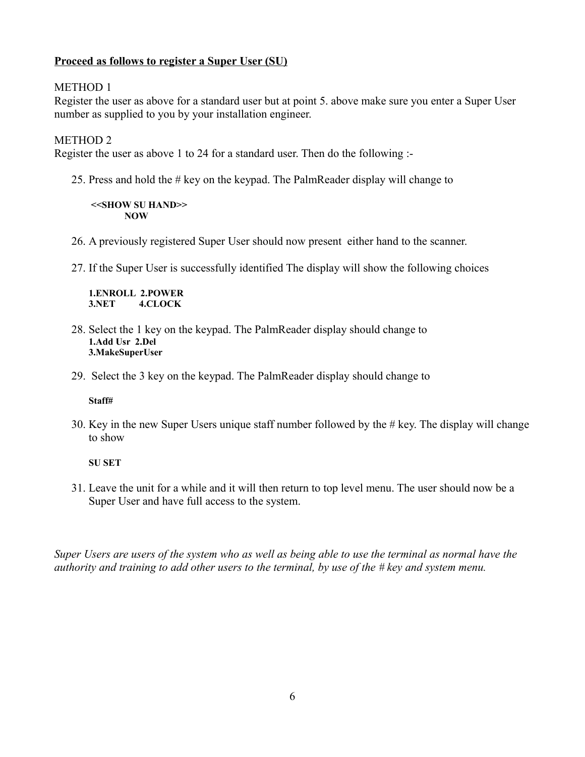**<u>Proceed as follows to register a Super User (SU)</u>**

METHOD 1
Register the user as above for a standard user but at point 5. above make sure you enter a Super User number as supplied to you by your installation engineer.

METHOD 2
Register the user as above 1 to 24 for a standard user. Then do the following :-

25. Press and hold the # key on the keypad. The PalmReader display will change to

    **<<SHOW SU HAND>>**
    **NOW**

26. A previously registered Super User should now present either hand to the scanner.

27. If the Super User is successfully identified The display will show the following choices

    **1.ENROLL 2.POWER**
    **3.NET 4.CLOCK**

28. Select the 1 key on the keypad. The PalmReader display should change to
    **1.Add Usr 2.Del**
    **3.MakeSuperUser**

29. Select the 3 key on the keypad. The PalmReader display should change to

    **Staff#**

30. Key in the new Super Users unique staff number followed by the # key. The display will change to show

    **SU SET**

31. Leave the unit for a while and it will then return to top level menu. The user should now be a Super User and have full access to the system.

*Super Users are users of the system who as well as being able to use the terminal as normal have the authority and training to add other users to the terminal, by use of the # key and system menu.*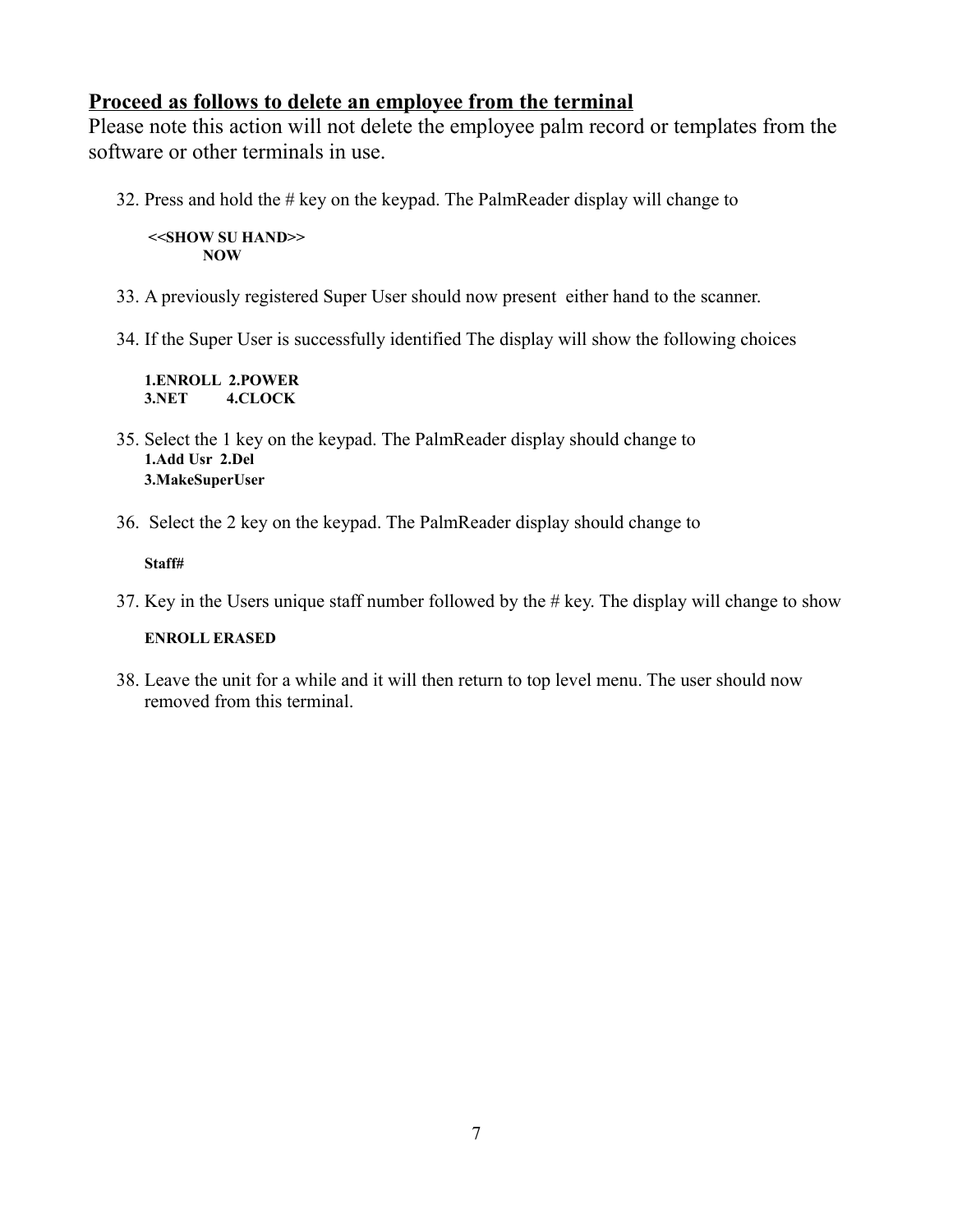**Proceed as follows to delete an employee from the terminal**

Please note this action will not delete the employee palm record or templates from the software or other terminals in use.

32. Press and hold the # key on the keypad. The PalmReader display will change to

    **<<SHOW SU HAND>>**
    **NOW**

33. A previously registered Super User should now present either hand to the scanner.

34. If the Super User is successfully identified The display will show the following choices

    **1.ENROLL 2.POWER**
    **3.NET 4.CLOCK**

35. Select the 1 key on the keypad. The PalmReader display should change to
    **1.Add Usr 2.Del**
    **3.MakeSuperUser**

36. Select the 2 key on the keypad. The PalmReader display should change to

    **Staff#**

37. Key in the Users unique staff number followed by the # key. The display will change to show

    **ENROLL ERASED**

38. Leave the unit for a while and it will then return to top level menu. The user should now removed from this terminal.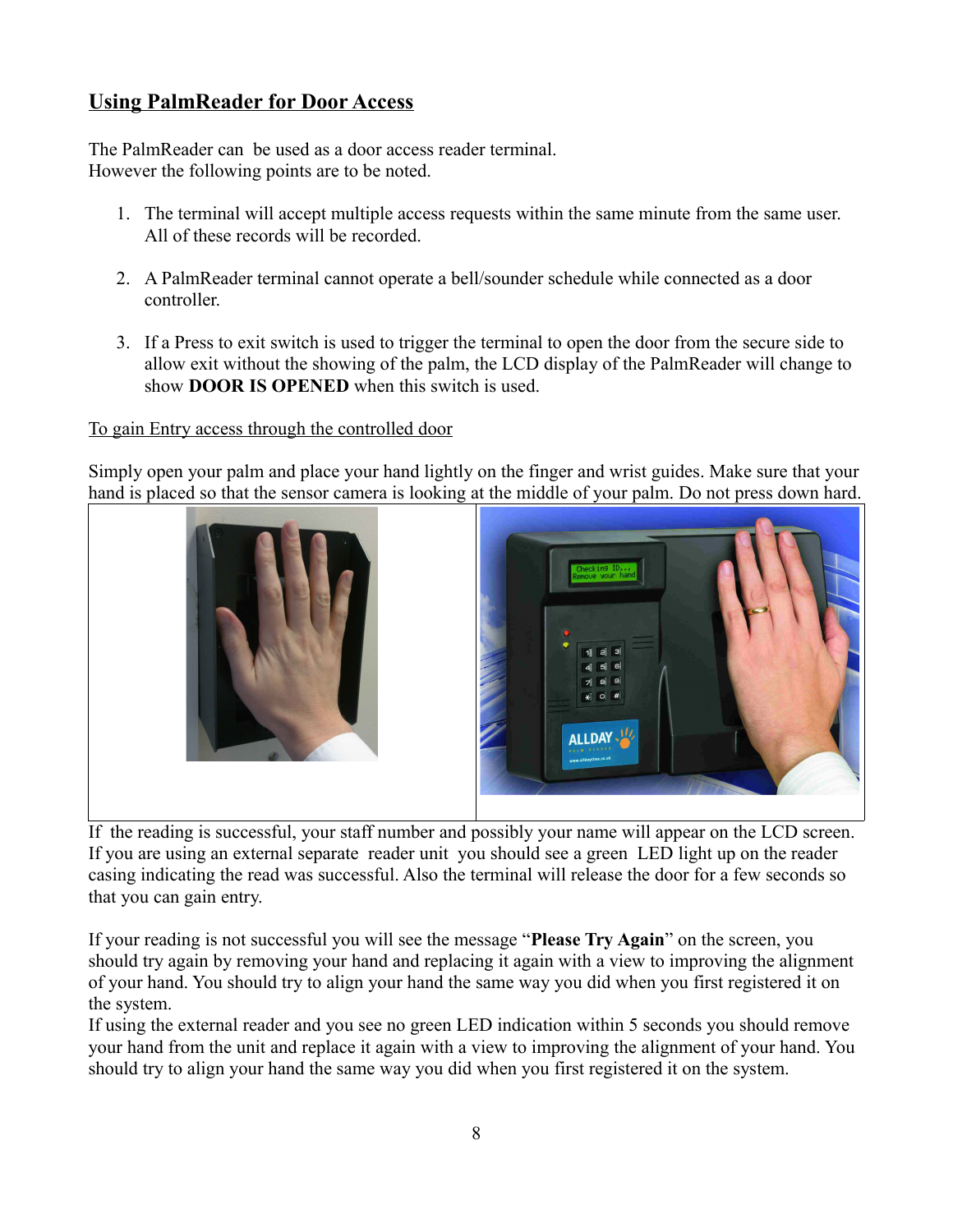## Using PalmReader for Door Access

The PalmReader can be used as a door access reader terminal.
However the following points are to be noted.

1. The terminal will accept multiple access requests within the same minute from the same user. All of these records will be recorded.

2. A PalmReader terminal cannot operate a bell/sounder schedule while connected as a door controller.

3. If a Press to exit switch is used to trigger the terminal to open the door from the secure side to allow exit without the showing of the palm, the LCD display of the PalmReader will change to show **DOOR IS OPENED** when this switch is used.

To gain Entry access through the controlled door

Simply open your palm and place your hand lightly on the finger and wrist guides. Make sure that your hand is placed so that the sensor camera is looking at the middle of your palm. Do not press down hard.

If the reading is successful, your staff number and possibly your name will appear on the LCD screen. If you are using an external separate reader unit you should see a green LED light up on the reader casing indicating the read was successful. Also the terminal will release the door for a few seconds so that you can gain entry.

If your reading is not successful you will see the message "**Please Try Again**" on the screen, you should try again by removing your hand and replacing it again with a view to improving the alignment of your hand. You should try to align your hand the same way you did when you first registered it on the system.
If using the external reader and you see no green LED indication within 5 seconds you should remove your hand from the unit and replace it again with a view to improving the alignment of your hand. You should try to align your hand the same way you did when you first registered it on the system.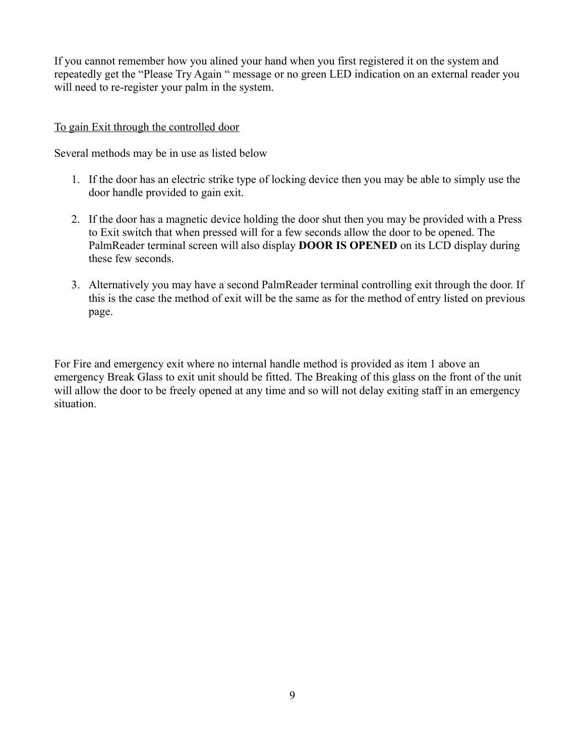If you cannot remember how you alined your hand when you first registered it on the system and repeatedly get the "Please Try Again " message or no green LED indication on an external reader you will need to re-register your palm in the system.

<u>To gain Exit through the controlled door</u>

Several methods may be in use as listed below

1. If the door has an electric strike type of locking device then you may be able to simply use the door handle provided to gain exit.

2. If the door has a magnetic device holding the door shut then you may be provided with a Press to Exit switch that when pressed will for a few seconds allow the door to be opened. The PalmReader terminal screen will also display **DOOR IS OPENED** on its LCD display during these few seconds.

3. Alternatively you may have a second PalmReader terminal controlling exit through the door. If this is the case the method of exit will be the same as for the method of entry listed on previous page.

For Fire and emergency exit where no internal handle method is provided as item 1 above an emergency Break Glass to exit unit should be fitted. The Breaking of this glass on the front of the unit will allow the door to be freely opened at any time and so will not delay exiting staff in an emergency situation.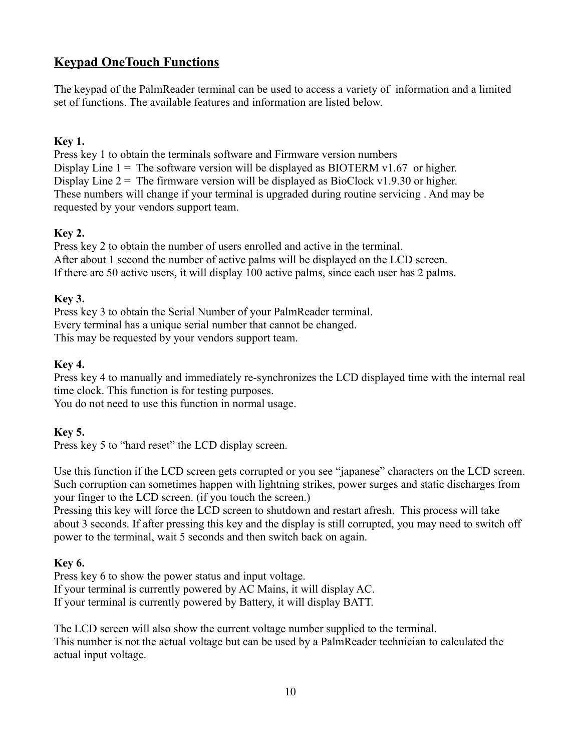## Keypad OneTouch Functions

The keypad of the PalmReader terminal can be used to access a variety of information and a limited set of functions. The available features and information are listed below.

**Key 1.**
Press key 1 to obtain the terminals software and Firmware version numbers
Display Line 1 = The software version will be displayed as BIOTERM v1.67 or higher.
Display Line 2 = The firmware version will be displayed as BioClock v1.9.30 or higher.
These numbers will change if your terminal is upgraded during routine servicing . And may be requested by your vendors support team.

**Key 2.**
Press key 2 to obtain the number of users enrolled and active in the terminal.
After about 1 second the number of active palms will be displayed on the LCD screen.
If there are 50 active users, it will display 100 active palms, since each user has 2 palms.

**Key 3.**
Press key 3 to obtain the Serial Number of your PalmReader terminal.
Every terminal has a unique serial number that cannot be changed.
This may be requested by your vendors support team.

**Key 4.**
Press key 4 to manually and immediately re-synchronizes the LCD displayed time with the internal real time clock. This function is for testing purposes.
You do not need to use this function in normal usage.

**Key 5.**
Press key 5 to "hard reset" the LCD display screen.

Use this function if the LCD screen gets corrupted or you see "japanese" characters on the LCD screen. Such corruption can sometimes happen with lightning strikes, power surges and static discharges from your finger to the LCD screen. (if you touch the screen.)
Pressing this key will force the LCD screen to shutdown and restart afresh. This process will take about 3 seconds. If after pressing this key and the display is still corrupted, you may need to switch off power to the terminal, wait 5 seconds and then switch back on again.

**Key 6.**
Press key 6 to show the power status and input voltage.
If your terminal is currently powered by AC Mains, it will display AC.
If your terminal is currently powered by Battery, it will display BATT.

The LCD screen will also show the current voltage number supplied to the terminal.
This number is not the actual voltage but can be used by a PalmReader technician to calculated the actual input voltage.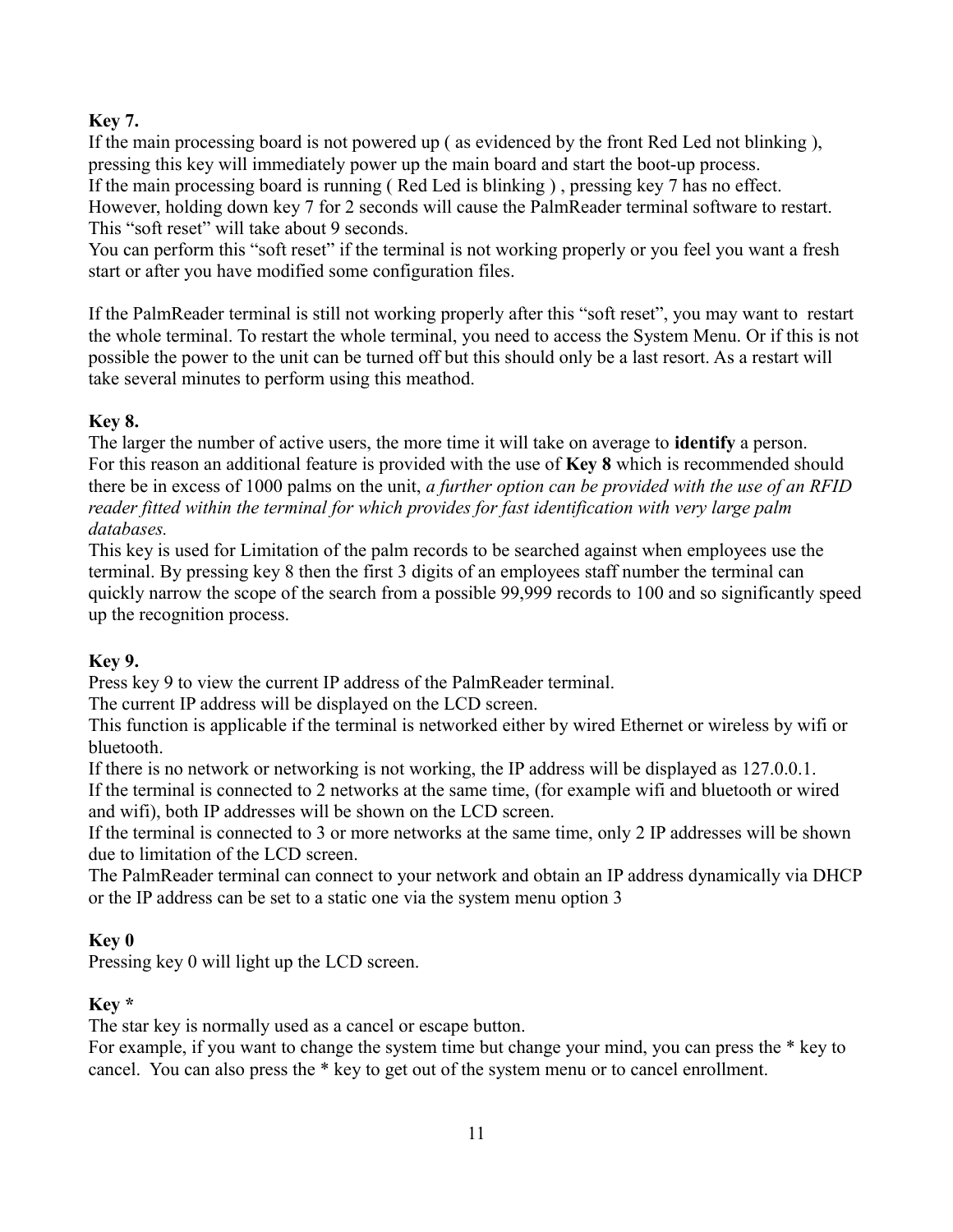**Key 7.**

If the main processing board is not powered up ( as evidenced by the front Red Led not blinking ), pressing this key will immediately power up the main board and start the boot-up process.
If the main processing board is running ( Red Led is blinking ) , pressing key 7 has no effect.
However, holding down key 7 for 2 seconds will cause the PalmReader terminal software to restart.
This "soft reset" will take about 9 seconds.
You can perform this "soft reset" if the terminal is not working properly or you feel you want a fresh start or after you have modified some configuration files.

If the PalmReader terminal is still not working properly after this "soft reset", you may want to restart the whole terminal. To restart the whole terminal, you need to access the System Menu. Or if this is not possible the power to the unit can be turned off but this should only be a last resort. As a restart will take several minutes to perform using this meathod.

**Key 8.**

The larger the number of active users, the more time it will take on average to **identify** a person.
For this reason an additional feature is provided with the use of **Key 8** which is recommended should there be in excess of 1000 palms on the unit, *a further option can be provided with the use of an RFID reader fitted within the terminal for which provides for fast identification with very large palm databases.*
This key is used for Limitation of the palm records to be searched against when employees use the terminal. By pressing key 8 then the first 3 digits of an employees staff number the terminal can quickly narrow the scope of the search from a possible 99,999 records to 100 and so significantly speed up the recognition process.

**Key 9.**

Press key 9 to view the current IP address of the PalmReader terminal.
The current IP address will be displayed on the LCD screen.
This function is applicable if the terminal is networked either by wired Ethernet or wireless by wifi or bluetooth.
If there is no network or networking is not working, the IP address will be displayed as 127.0.0.1.
If the terminal is connected to 2 networks at the same time, (for example wifi and bluetooth or wired and wifi), both IP addresses will be shown on the LCD screen.
If the terminal is connected to 3 or more networks at the same time, only 2 IP addresses will be shown due to limitation of the LCD screen.
The PalmReader terminal can connect to your network and obtain an IP address dynamically via DHCP or the IP address can be set to a static one via the system menu option 3

**Key 0**

Pressing key 0 will light up the LCD screen.

**Key ***

The star key is normally used as a cancel or escape button.
For example, if you want to change the system time but change your mind, you can press the * key to cancel. You can also press the * key to get out of the system menu or to cancel enrollment.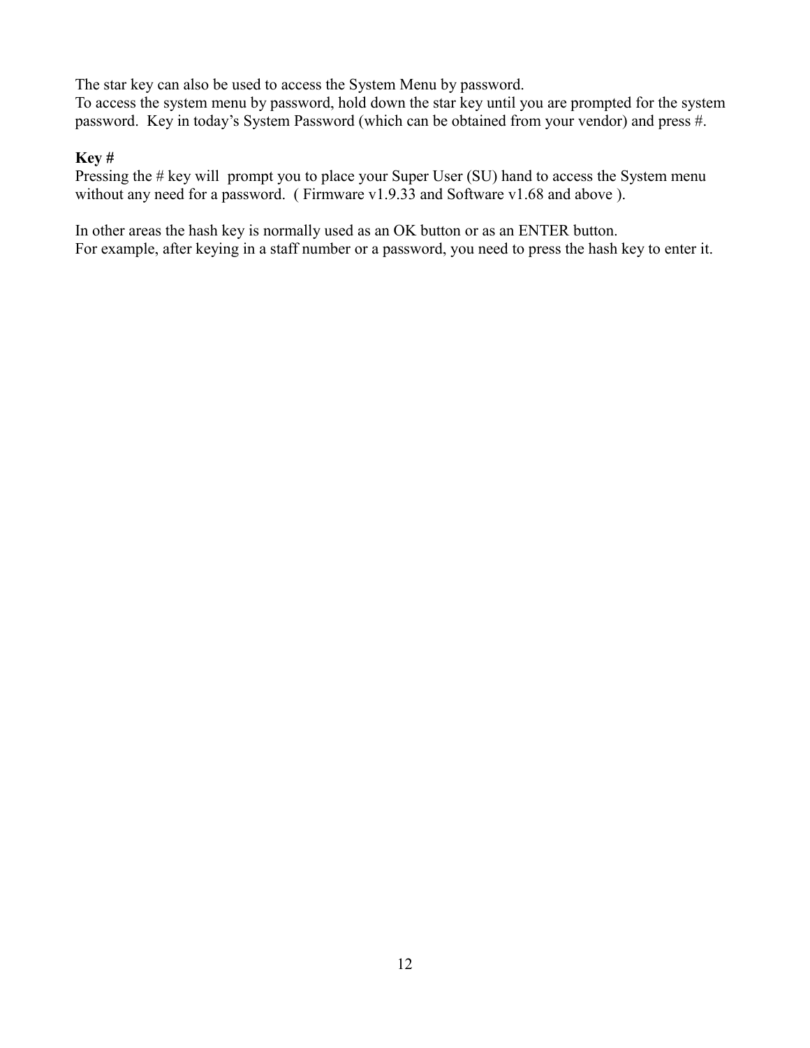The star key can also be used to access the System Menu by password.
To access the system menu by password, hold down the star key until you are prompted for the system password. Key in today's System Password (which can be obtained from your vendor) and press #.

**Key #**

Pressing the # key will prompt you to place your Super User (SU) hand to access the System menu without any need for a password. ( Firmware v1.9.33 and Software v1.68 and above ).

In other areas the hash key is normally used as an OK button or as an ENTER button.
For example, after keying in a staff number or a password, you need to press the hash key to enter it.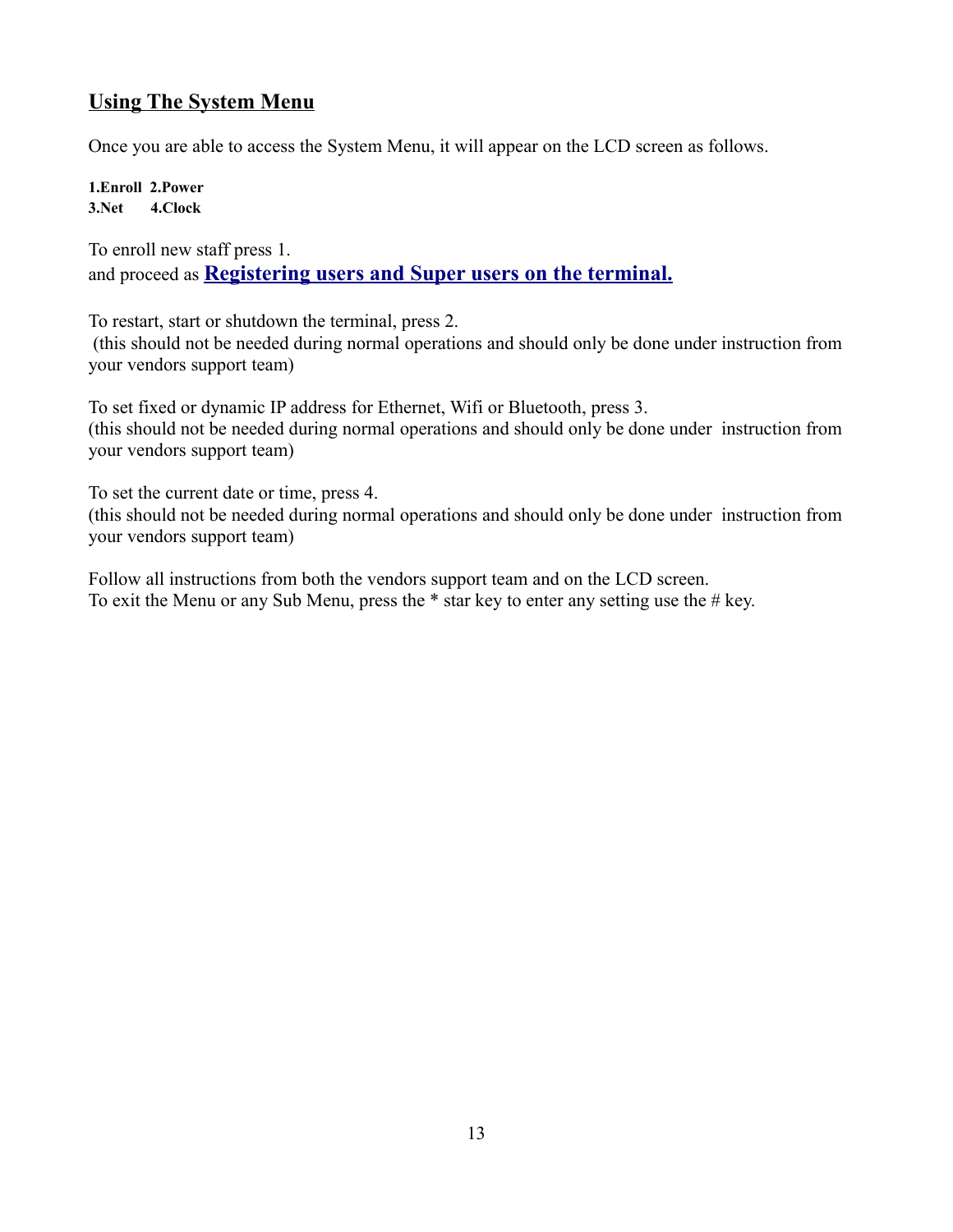## Using The System Menu

Once you are able to access the System Menu, it will appear on the LCD screen as follows.

**1.Enroll 2.Power**  
**3.Net 4.Clock**

To enroll new staff press 1.  
and proceed as **Registering users and Super users on the terminal.**

To restart, start or shutdown the terminal, press 2.  
(this should not be needed during normal operations and should only be done under instruction from your vendors support team)

To set fixed or dynamic IP address for Ethernet, Wifi or Bluetooth, press 3.  
(this should not be needed during normal operations and should only be done under instruction from your vendors support team)

To set the current date or time, press 4.  
(this should not be needed during normal operations and should only be done under instruction from your vendors support team)

Follow all instructions from both the vendors support team and on the LCD screen.  
To exit the Menu or any Sub Menu, press the * star key to enter any setting use the # key.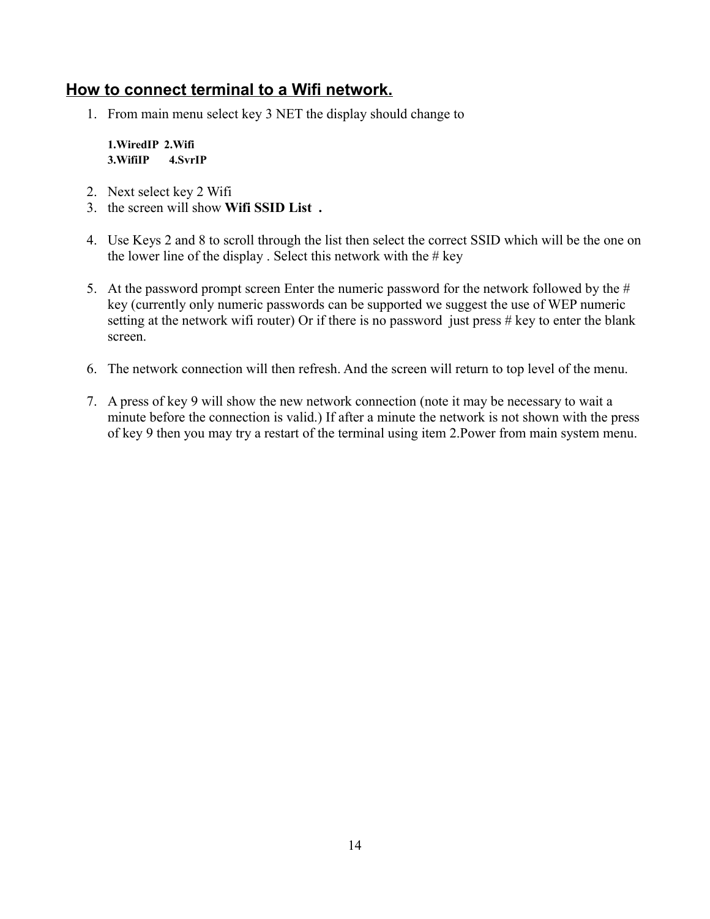## How to connect terminal to a Wifi network.

1. From main menu select key 3 NET the display should change to

   **1.WiredIP  2.Wifi**
   **3.WifiIP      4.SvrIP**

2. Next select key 2 Wifi
3. the screen will show **Wifi SSID List .**

4. Use Keys 2 and 8 to scroll through the list then select the correct SSID which will be the one on the lower line of the display . Select this network with the # key

5. At the password prompt screen Enter the numeric password for the network followed by the # key (currently only numeric passwords can be supported we suggest the use of WEP numeric setting at the network wifi router) Or if there is no password just press # key to enter the blank screen.

6. The network connection will then refresh. And the screen will return to top level of the menu.

7. A press of key 9 will show the new network connection (note it may be necessary to wait a minute before the connection is valid.) If after a minute the network is not shown with the press of key 9 then you may try a restart of the terminal using item 2.Power from main system menu.